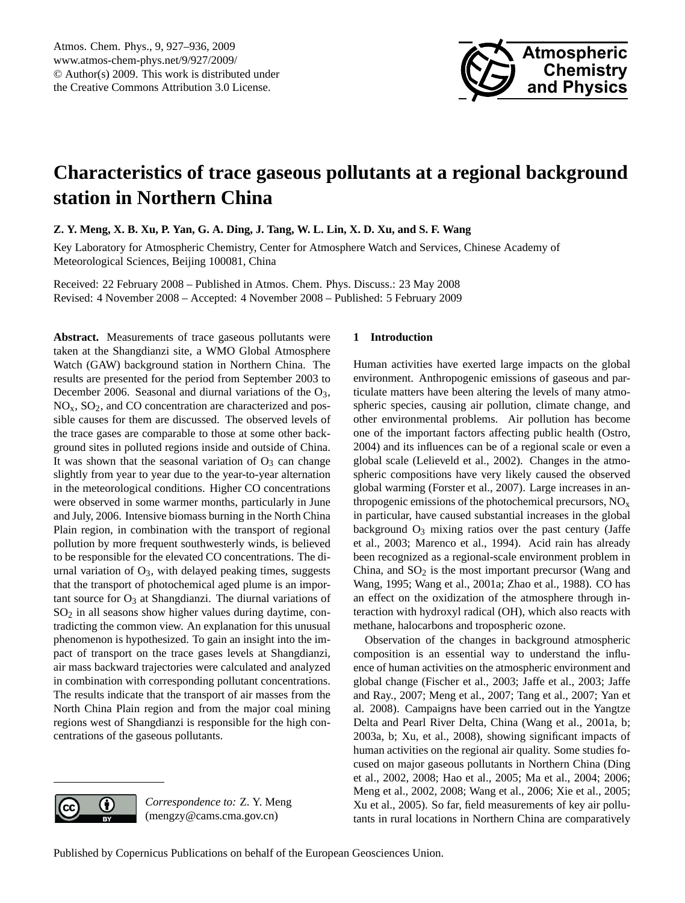# Characteristics of trace gaseous pollutants at a regional background station in Northern China

**Z. Y. Meng, X. B. Xu, P. Yan, G. A. Ding, J. Tang, W. L. Lin, X. D. Xu, and S. F. Wang**

Key Laboratory for Atmospheric Chemistry, Center for Atmosphere Watch and Services, Chinese Academy of Meteorological Sciences, Beijing 100081, China

Received: 22 February 2008 – Published in Atmos. Chem. Phys. Discuss.: 23 May 2008
Revised: 4 November 2008 – Accepted: 4 November 2008 – Published: 5 February 2009

**Abstract.** Measurements of trace gaseous pollutants were taken at the Shangdianzi site, a WMO Global Atmosphere Watch (GAW) background station in Northern China. The results are presented for the period from September 2003 to December 2006. Seasonal and diurnal variations of the $O_3$, $NO_x$, $SO_2$, and CO concentration are characterized and possible causes for them are discussed. The observed levels of the trace gases are comparable to those at some other background sites in polluted regions inside and outside of China. It was shown that the seasonal variation of $O_3$ can change slightly from year to year due to the year-to-year alternation in the meteorological conditions. Higher CO concentrations were observed in some warmer months, particularly in June and July, 2006. Intensive biomass burning in the North China Plain region, in combination with the transport of regional pollution by more frequent southwesterly winds, is believed to be responsible for the elevated CO concentrations. The diurnal variation of $O_3$, with delayed peaking times, suggests that the transport of photochemical aged plume is an important source for $O_3$ at Shangdianzi. The diurnal variations of $SO_2$ in all seasons show higher values during daytime, contradicting the common view. An explanation for this unusual phenomenon is hypothesized. To gain an insight into the impact of transport on the trace gases levels at Shangdianzi, air mass backward trajectories were calculated and analyzed in combination with corresponding pollutant concentrations. The results indicate that the transport of air masses from the North China Plain region and from the major coal mining regions west of Shangdianzi is responsible for the high concentrations of the gaseous pollutants.

*Correspondence to:* Z. Y. Meng (mengzy@cams.cma.gov.cn)

## 1 Introduction

Human activities have exerted large impacts on the global environment. Anthropogenic emissions of gaseous and particulate matters have been altering the levels of many atmospheric species, causing air pollution, climate change, and other environmental problems. Air pollution has become one of the important factors affecting public health (Ostro, 2004) and its influences can be of a regional scale or even a global scale (Lelieveld et al., 2002). Changes in the atmospheric compositions have very likely caused the observed global warming (Forster et al., 2007). Large increases in anthropogenic emissions of the photochemical precursors, $NO_x$ in particular, have caused substantial increases in the global background $O_3$ mixing ratios over the past century (Jaffe et al., 2003; Marenco et al., 1994). Acid rain has already been recognized as a regional-scale environment problem in China, and $SO_2$ is the most important precursor (Wang and Wang, 1995; Wang et al., 2001a; Zhao et al., 1988). CO has an effect on the oxidization of the atmosphere through interaction with hydroxyl radical (OH), which also reacts with methane, halocarbons and tropospheric ozone.

Observation of the changes in background atmospheric composition is an essential way to understand the influence of human activities on the atmospheric environment and global change (Fischer et al., 2003; Jaffe et al., 2003; Jaffe and Ray., 2007; Meng et al., 2007; Tang et al., 2007; Yan et al. 2008). Campaigns have been carried out in the Yangtze Delta and Pearl River Delta, China (Wang et al., 2001a, b; 2003a, b; Xu, et al., 2008), showing significant impacts of human activities on the regional air quality. Some studies focused on major gaseous pollutants in Northern China (Ding et al., 2002, 2008; Hao et al., 2005; Ma et al., 2004; 2006; Meng et al., 2002, 2008; Wang et al., 2006; Xie et al., 2005; Xu et al., 2005). So far, field measurements of key air pollutants in rural locations in Northern China are comparatively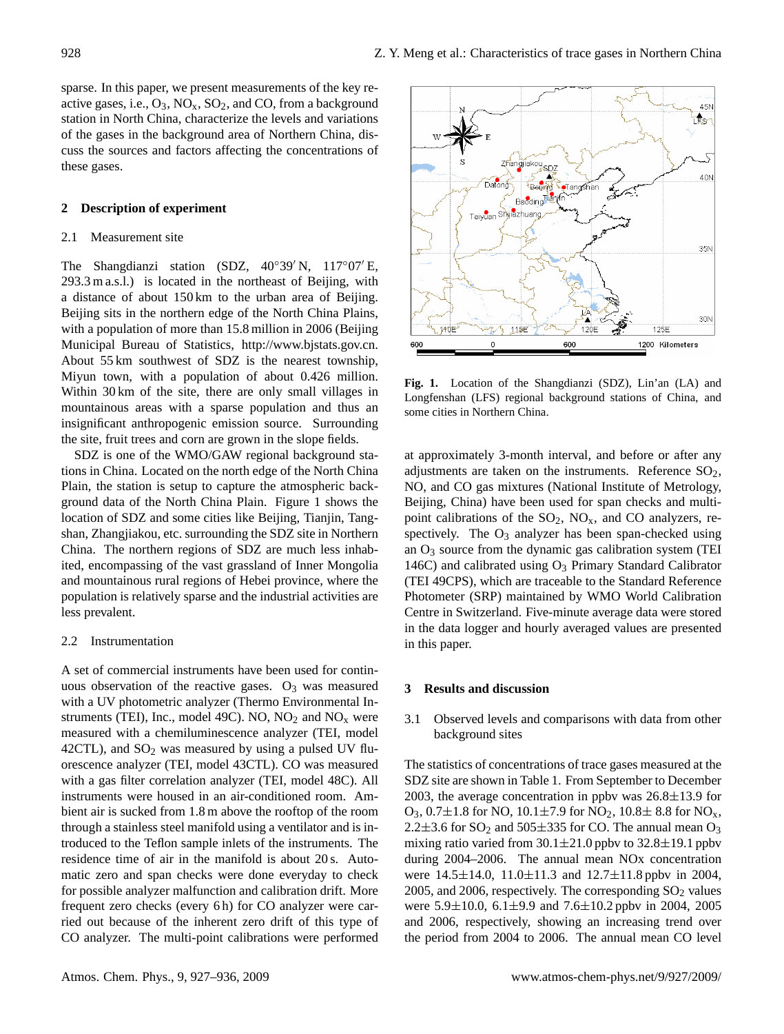sparse. In this paper, we present measurements of the key reactive gases, i.e., $O_3$, $NO_x$, $SO_2$, and CO, from a background station in North China, characterize the levels and variations of the gases in the background area of Northern China, discuss the sources and factors affecting the concentrations of these gases.

## 2 Description of experiment

### 2.1 Measurement site

The Shangdianzi station (SDZ, 40°39′ N, 117°07′ E, 293.3 m a.s.l.) is located in the northeast of Beijing, with a distance of about 150 km to the urban area of Beijing. Beijing sits in the northern edge of the North China Plains, with a population of more than 15.8 million in 2006 (Beijing Municipal Bureau of Statistics, http://www.bjstats.gov.cn. About 55 km southwest of SDZ is the nearest township, Miyun town, with a population of about 0.426 million. Within 30 km of the site, there are only small villages in mountainous areas with a sparse population and thus an insignificant anthropogenic emission source. Surrounding the site, fruit trees and corn are grown in the slope fields.

SDZ is one of the WMO/GAW regional background stations in China. Located on the north edge of the North China Plain, the station is setup to capture the atmospheric background data of the North China Plain. Figure 1 shows the location of SDZ and some cities like Beijing, Tianjin, Tangshan, Zhangjiakou, etc. surrounding the SDZ site in Northern China. The northern regions of SDZ are much less inhabited, encompassing of the vast grassland of Inner Mongolia and mountainous rural regions of Hebei province, where the population is relatively sparse and the industrial activities are less prevalent.

**Fig. 1.** Location of the Shangdianzi (SDZ), Lin'an (LA) and Longfenshan (LFS) regional background stations of China, and some cities in Northern China.

### 2.2 Instrumentation

A set of commercial instruments have been used for continuous observation of the reactive gases. $O_3$ was measured with a UV photometric analyzer (Thermo Environmental Instruments (TEI), Inc., model 49C). NO, $NO_2$ and $NO_x$ were measured with a chemiluminescence analyzer (TEI, model 42CTL), and $SO_2$ was measured by using a pulsed UV fluorescence analyzer (TEI, model 43CTL). CO was measured with a gas filter correlation analyzer (TEI, model 48C). All instruments were housed in an air-conditioned room. Ambient air is sucked from 1.8 m above the rooftop of the room through a stainless steel manifold using a ventilator and is introduced to the Teflon sample inlets of the instruments. The residence time of air in the manifold is about 20 s. Automatic zero and span checks were done everyday to check for possible analyzer malfunction and calibration drift. More frequent zero checks (every 6 h) for CO analyzer were carried out because of the inherent zero drift of this type of CO analyzer. The multi-point calibrations were performed at approximately 3-month interval, and before or after any adjustments are taken on the instruments. Reference $SO_2$, NO, and CO gas mixtures (National Institute of Metrology, Beijing, China) have been used for span checks and multi-point calibrations of the $SO_2$, $NO_x$, and CO analyzers, respectively. The $O_3$ analyzer has been span-checked using an $O_3$ source from the dynamic gas calibration system (TEI 146C) and calibrated using $O_3$ Primary Standard Calibrator (TEI 49CPS), which are traceable to the Standard Reference Photometer (SRP) maintained by WMO World Calibration Centre in Switzerland. Five-minute average data were stored in the data logger and hourly averaged values are presented in this paper.

## 3 Results and discussion

### 3.1 Observed levels and comparisons with data from other background sites

The statistics of concentrations of trace gases measured at the SDZ site are shown in Table 1. From September to December 2003, the average concentration in ppbv was 26.8±13.9 for $O_3$, 0.7±1.8 for NO, 10.1±7.9 for $NO_2$, 10.8± 8.8 for $NO_x$, 2.2±3.6 for $SO_2$ and 505±335 for CO. The annual mean $O_3$ mixing ratio varied from 30.1±21.0 ppbv to 32.8±19.1 ppbv during 2004–2006. The annual mean NOx concentration were 14.5±14.0, 11.0±11.3 and 12.7±11.8 ppbv in 2004, 2005, and 2006, respectively. The corresponding $SO_2$ values were 5.9±10.0, 6.1±9.9 and 7.6±10.2 ppbv in 2004, 2005 and 2006, respectively, showing an increasing trend over the period from 2004 to 2006. The annual mean CO level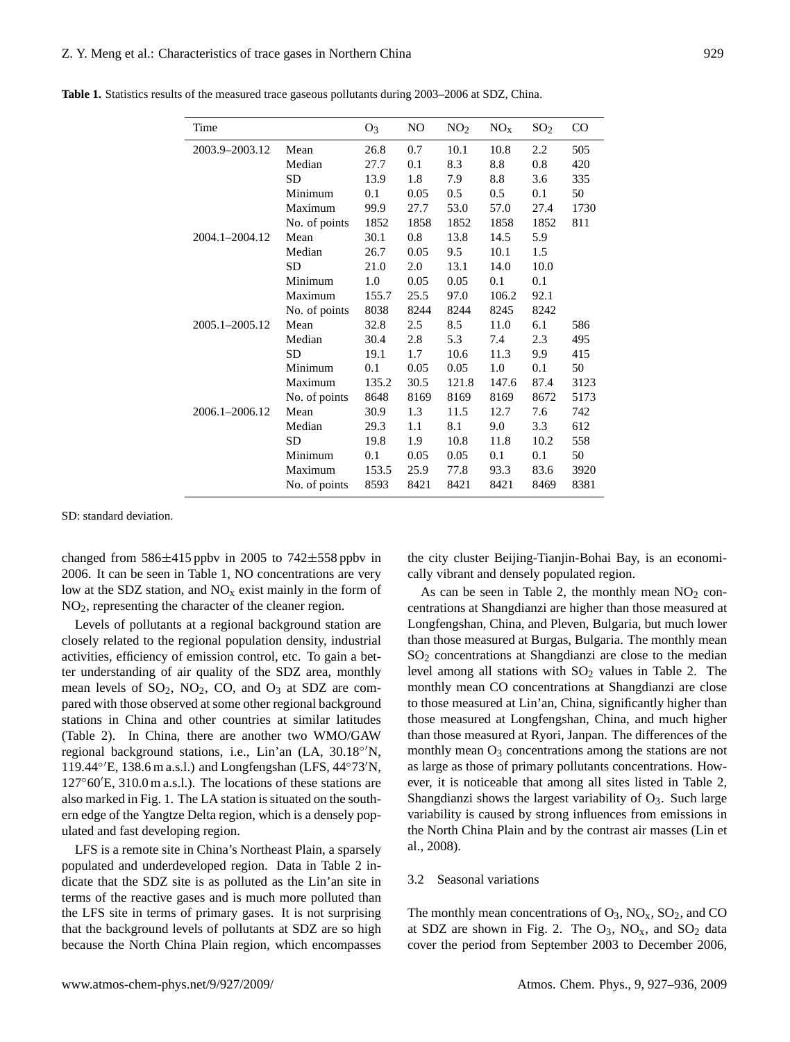**Table 1.** Statistics results of the measured trace gaseous pollutants during 2003–2006 at SDZ, China.

| Time | | $O_3$ | NO | $NO_2$ | $NO_x$ | $SO_2$ | CO |
|---|---|---|---|---|---|---|---|
| 2003.9–2003.12 | Mean | 26.8 | 0.7 | 10.1 | 10.8 | 2.2 | 505 |
| | Median | 27.7 | 0.1 | 8.3 | 8.8 | 0.8 | 420 |
| | SD | 13.9 | 1.8 | 7.9 | 8.8 | 3.6 | 335 |
| | Minimum | 0.1 | 0.05 | 0.5 | 0.5 | 0.1 | 50 |
| | Maximum | 99.9 | 27.7 | 53.0 | 57.0 | 27.4 | 1730 |
| | No. of points | 1852 | 1858 | 1852 | 1858 | 1852 | 811 |
| 2004.1–2004.12 | Mean | 30.1 | 0.8 | 13.8 | 14.5 | 5.9 | |
| | Median | 26.7 | 0.05 | 9.5 | 10.1 | 1.5 | |
| | SD | 21.0 | 2.0 | 13.1 | 14.0 | 10.0 | |
| | Minimum | 1.0 | 0.05 | 0.05 | 0.1 | 0.1 | |
| | Maximum | 155.7 | 25.5 | 97.0 | 106.2 | 92.1 | |
| | No. of points | 8038 | 8244 | 8244 | 8245 | 8242 | |
| 2005.1–2005.12 | Mean | 32.8 | 2.5 | 8.5 | 11.0 | 6.1 | 586 |
| | Median | 30.4 | 2.8 | 5.3 | 7.4 | 2.3 | 495 |
| | SD | 19.1 | 1.7 | 10.6 | 11.3 | 9.9 | 415 |
| | Minimum | 0.1 | 0.05 | 0.05 | 1.0 | 0.1 | 50 |
| | Maximum | 135.2 | 30.5 | 121.8 | 147.6 | 87.4 | 3123 |
| | No. of points | 8648 | 8169 | 8169 | 8169 | 8672 | 5173 |
| 2006.1–2006.12 | Mean | 30.9 | 1.3 | 11.5 | 12.7 | 7.6 | 742 |
| | Median | 29.3 | 1.1 | 8.1 | 9.0 | 3.3 | 612 |
| | SD | 19.8 | 1.9 | 10.8 | 11.8 | 10.2 | 558 |
| | Minimum | 0.1 | 0.05 | 0.05 | 0.1 | 0.1 | 50 |
| | Maximum | 153.5 | 25.9 | 77.8 | 93.3 | 83.6 | 3920 |
| | No. of points | 8593 | 8421 | 8421 | 8421 | 8469 | 8381 |

SD: standard deviation.

changed from $586\pm415$ ppbv in 2005 to $742\pm558$ ppbv in 2006. It can be seen in Table 1, NO concentrations are very low at the SDZ station, and $NO_x$ exist mainly in the form of $NO_2$, representing the character of the cleaner region.

Levels of pollutants at a regional background station are closely related to the regional population density, industrial activities, efficiency of emission control, etc. To gain a better understanding of air quality of the SDZ area, monthly mean levels of $SO_2$, $NO_2$, CO, and $O_3$ at SDZ are compared with those observed at some other regional background stations in China and other countries at similar latitudes (Table 2). In China, there are another two WMO/GAW regional background stations, i.e., Lin'an (LA, 30.18°′N, 119.44°′E, 138.6 m a.s.l.) and Longfengshan (LFS, 44°73′N, 127°60′E, 310.0 m a.s.l.). The locations of these stations are also marked in Fig. 1. The LA station is situated on the southern edge of the Yangtze Delta region, which is a densely populated and fast developing region.

LFS is a remote site in China's Northeast Plain, a sparsely populated and underdeveloped region. Data in Table 2 indicate that the SDZ site is as polluted as the Lin'an site in terms of the reactive gases and is much more polluted than the LFS site in terms of primary gases. It is not surprising that the background levels of pollutants at SDZ are so high because the North China Plain region, which encompasses the city cluster Beijing-Tianjin-Bohai Bay, is an economically vibrant and densely populated region.

As can be seen in Table 2, the monthly mean $NO_2$ concentrations at Shangdianzi are higher than those measured at Longfengshan, China, and Pleven, Bulgaria, but much lower than those measured at Burgas, Bulgaria. The monthly mean $SO_2$ concentrations at Shangdianzi are close to the median level among all stations with $SO_2$ values in Table 2. The monthly mean CO concentrations at Shangdianzi are close to those measured at Lin'an, China, significantly higher than those measured at Longfengshan, China, and much higher than those measured at Ryori, Janpan. The differences of the monthly mean $O_3$ concentrations among the stations are not as large as those of primary pollutants concentrations. However, it is noticeable that among all sites listed in Table 2, Shangdianzi shows the largest variability of $O_3$. Such large variability is caused by strong influences from emissions in the North China Plain and by the contrast air masses (Lin et al., 2008).

### 3.2 Seasonal variations

The monthly mean concentrations of $O_3$, $NO_x$, $SO_2$, and CO at SDZ are shown in Fig. 2. The $O_3$, $NO_x$, and $SO_2$ data cover the period from September 2003 to December 2006,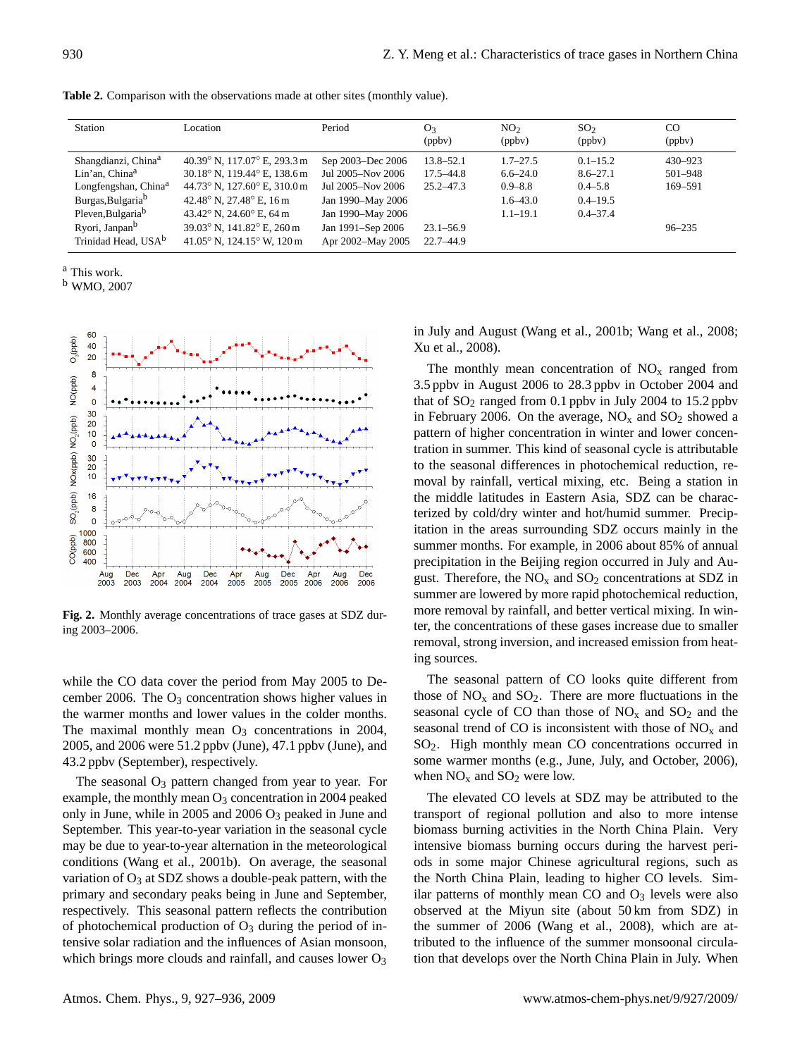**Table 2.** Comparison with the observations made at other sites (monthly value).

| Station | Location | Period | $O_3$ (ppbv) | $NO_2$ (ppbv) | $SO_2$ (ppbv) | CO (ppbv) |
|---|---|---|---|---|---|---|
| Shangdianzi, China[a] | 40.39° N, 117.07° E, 293.3 m | Sep 2003–Dec 2006 | 13.8–52.1 | 1.7–27.5 | 0.1–15.2 | 430–923 |
| Lin'an, China[a] | 30.18° N, 119.44° E, 138.6 m | Jul 2005–Nov 2006 | 17.5–44.8 | 6.6–24.0 | 8.6–27.1 | 501–948 |
| Longfengshan, China[a] | 44.73° N, 127.60° E, 310.0 m | Jul 2005–Nov 2006 | 25.2–47.3 | 0.9–8.8 | 0.4–5.8 | 169–591 |
| Burgas,Bulgaria[b] | 42.48° N, 27.48° E, 16 m | Jan 1990–May 2006 | | 1.6–43.0 | 0.4–19.5 | |
| Pleven,Bulgaria[b] | 43.42° N, 24.60° E, 64 m | Jan 1990–May 2006 | | 1.1–19.1 | 0.4–37.4 | |
| Ryori, Janpan[b] | 39.03° N, 141.82° E, 260 m | Jan 1991–Sep 2006 | 23.1–56.9 | | | 96–235 |
| Trinidad Head, USA[b] | 41.05° N, 124.15° W, 120 m | Apr 2002–May 2005 | 22.7–44.9 | | | |

[a] This work.
[b] WMO, 2007

**Fig. 2.** Monthly average concentrations of trace gases at SDZ during 2003–2006.

while the CO data cover the period from May 2005 to December 2006. The $O_3$ concentration shows higher values in the warmer months and lower values in the colder months. The maximal monthly mean $O_3$ concentrations in 2004, 2005, and 2006 were 51.2 ppbv (June), 47.1 ppbv (June), and 43.2 ppbv (September), respectively.

The seasonal $O_3$ pattern changed from year to year. For example, the monthly mean $O_3$ concentration in 2004 peaked only in June, while in 2005 and 2006 $O_3$ peaked in June and September. This year-to-year variation in the seasonal cycle may be due to year-to-year alternation in the meteorological conditions (Wang et al., 2001b). On average, the seasonal variation of $O_3$ at SDZ shows a double-peak pattern, with the primary and secondary peaks being in June and September, respectively. This seasonal pattern reflects the contribution of photochemical production of $O_3$ during the period of intensive solar radiation and the influences of Asian monsoon, which brings more clouds and rainfall, and causes lower $O_3$ in July and August (Wang et al., 2001b; Wang et al., 2008; Xu et al., 2008).

The monthly mean concentration of $NO_x$ ranged from 3.5 ppbv in August 2006 to 28.3 ppbv in October 2004 and that of $SO_2$ ranged from 0.1 ppbv in July 2004 to 15.2 ppbv in February 2006. On the average, $NO_x$ and $SO_2$ showed a pattern of higher concentration in winter and lower concentration in summer. This kind of seasonal cycle is attributable to the seasonal differences in photochemical reduction, removal by rainfall, vertical mixing, etc. Being a station in the middle latitudes in Eastern Asia, SDZ can be characterized by cold/dry winter and hot/humid summer. Precipitation in the areas surrounding SDZ occurs mainly in the summer months. For example, in 2006 about 85% of annual precipitation in the Beijing region occurred in July and August. Therefore, the $NO_x$ and $SO_2$ concentrations at SDZ in summer are lowered by more rapid photochemical reduction, more removal by rainfall, and better vertical mixing. In winter, the concentrations of these gases increase due to smaller removal, strong inversion, and increased emission from heating sources.

The seasonal pattern of CO looks quite different from those of $NO_x$ and $SO_2$. There are more fluctuations in the seasonal cycle of CO than those of $NO_x$ and $SO_2$ and the seasonal trend of CO is inconsistent with those of $NO_x$ and $SO_2$. High monthly mean CO concentrations occurred in some warmer months (e.g., June, July, and October, 2006), when $NO_x$ and $SO_2$ were low.

The elevated CO levels at SDZ may be attributed to the transport of regional pollution and also to more intense biomass burning activities in the North China Plain. Very intensive biomass burning occurs during the harvest periods in some major Chinese agricultural regions, such as the North China Plain, leading to higher CO levels. Similar patterns of monthly mean CO and $O_3$ levels were also observed at the Miyun site (about 50 km from SDZ) in the summer of 2006 (Wang et al., 2008), which are attributed to the influence of the summer monsoonal circulation that develops over the North China Plain in July. When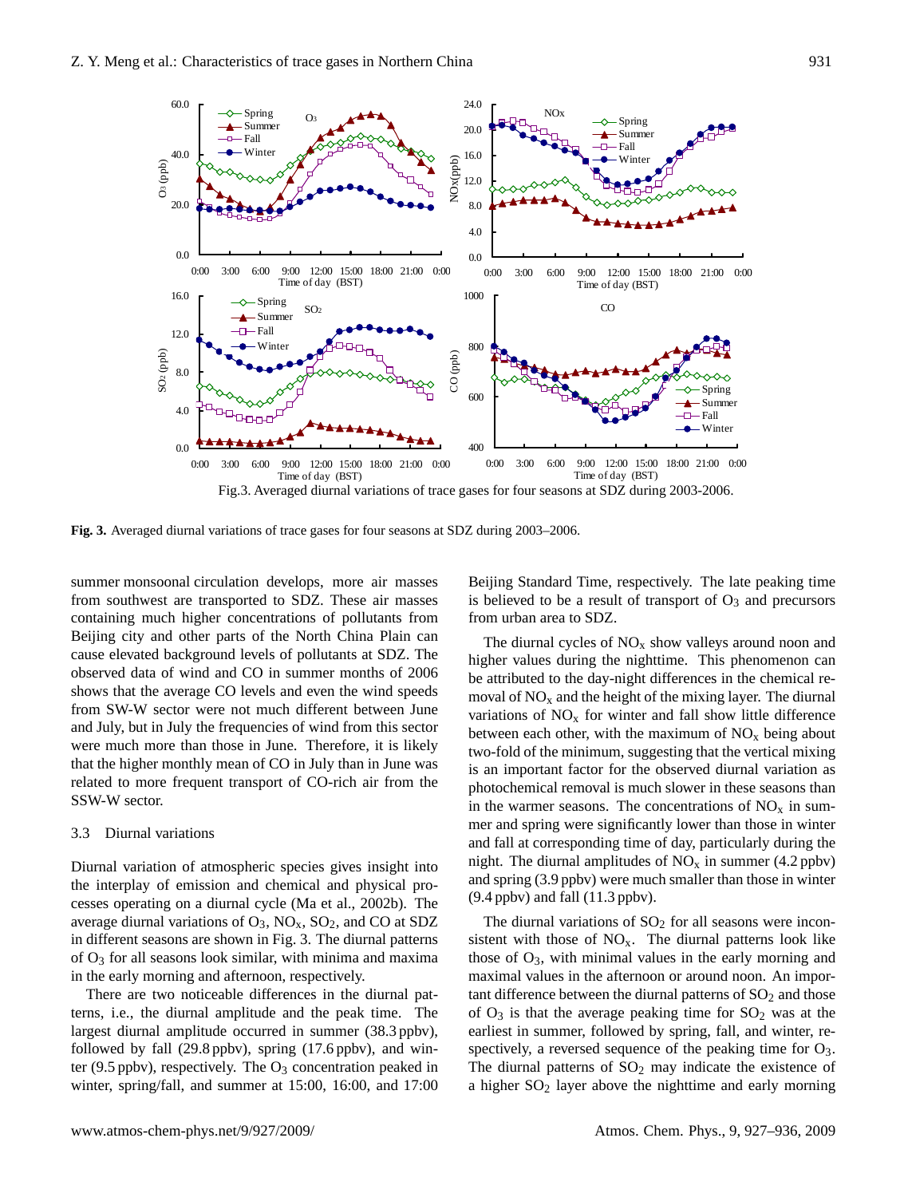Fig. 3. Averaged diurnal variations of trace gases for four seasons at SDZ during 2003–2006.

summer monsoonal circulation develops, more air masses from southwest are transported to SDZ. These air masses containing much higher concentrations of pollutants from Beijing city and other parts of the North China Plain can cause elevated background levels of pollutants at SDZ. The observed data of wind and CO in summer months of 2006 shows that the average CO levels and even the wind speeds from SW-W sector were not much different between June and July, but in July the frequencies of wind from this sector were much more than those in June. Therefore, it is likely that the higher monthly mean of CO in July than in June was related to more frequent transport of CO-rich air from the SSW-W sector.

### 3.3 Diurnal variations

Diurnal variation of atmospheric species gives insight into the interplay of emission and chemical and physical processes operating on a diurnal cycle (Ma et al., 2002b). The average diurnal variations of $O_3$, $NO_x$, $SO_2$, and CO at SDZ in different seasons are shown in Fig. 3. The diurnal patterns of $O_3$ for all seasons look similar, with minima and maxima in the early morning and afternoon, respectively.

There are two noticeable differences in the diurnal patterns, i.e., the diurnal amplitude and the peak time. The largest diurnal amplitude occurred in summer (38.3 ppbv), followed by fall (29.8 ppbv), spring (17.6 ppbv), and winter (9.5 ppbv), respectively. The $O_3$ concentration peaked in winter, spring/fall, and summer at 15:00, 16:00, and 17:00 Beijing Standard Time, respectively. The late peaking time is believed to be a result of transport of $O_3$ and precursors from urban area to SDZ.

The diurnal cycles of $NO_x$ show valleys around noon and higher values during the nighttime. This phenomenon can be attributed to the day-night differences in the chemical removal of $NO_x$ and the height of the mixing layer. The diurnal variations of $NO_x$ for winter and fall show little difference between each other, with the maximum of $NO_x$ being about two-fold of the minimum, suggesting that the vertical mixing is an important factor for the observed diurnal variation as photochemical removal is much slower in these seasons than in the warmer seasons. The concentrations of $NO_x$ in summer and spring were significantly lower than those in winter and fall at corresponding time of day, particularly during the night. The diurnal amplitudes of $NO_x$ in summer (4.2 ppbv) and spring (3.9 ppbv) were much smaller than those in winter (9.4 ppbv) and fall (11.3 ppbv).

The diurnal variations of $SO_2$ for all seasons were inconsistent with those of $NO_x$. The diurnal patterns look like those of $O_3$, with minimal values in the early morning and maximal values in the afternoon or around noon. An important difference between the diurnal patterns of $SO_2$ and those of $O_3$ is that the average peaking time for $SO_2$ was at the earliest in summer, followed by spring, fall, and winter, respectively, a reversed sequence of the peaking time for $O_3$. The diurnal patterns of $SO_2$ may indicate the existence of a higher $SO_2$ layer above the nighttime and early morning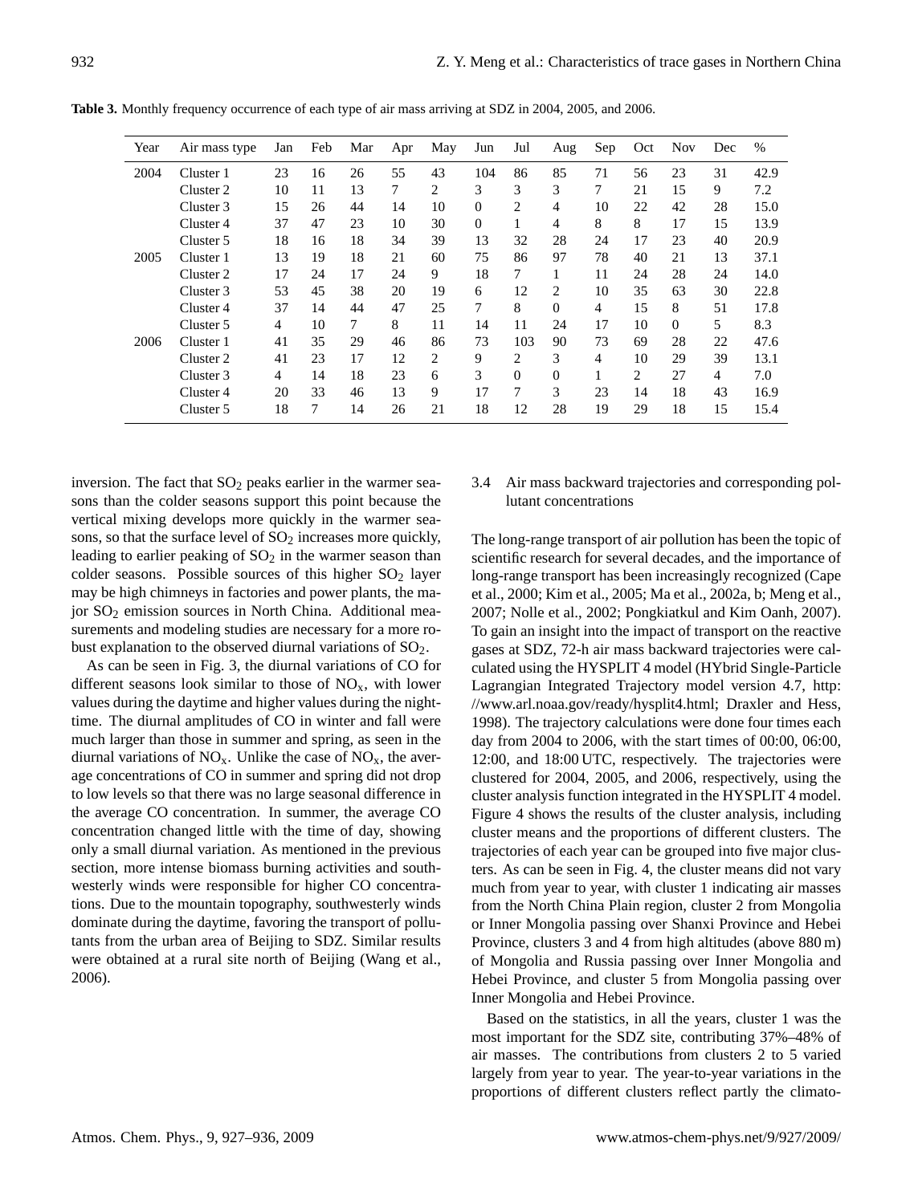**Table 3.** Monthly frequency occurrence of each type of air mass arriving at SDZ in 2004, 2005, and 2006.

| Year | Air mass type | Jan | Feb | Mar | Apr | May | Jun | Jul | Aug | Sep | Oct | Nov | Dec | % |
|---|---|---|---|---|---|---|---|---|---|---|---|---|---|---|
| 2004 | Cluster 1 | 23 | 16 | 26 | 55 | 43 | 104 | 86 | 85 | 71 | 56 | 23 | 31 | 42.9 |
| | Cluster 2 | 10 | 11 | 13 | 7 | 2 | 3 | 3 | 3 | 7 | 21 | 15 | 9 | 7.2 |
| | Cluster 3 | 15 | 26 | 44 | 14 | 10 | 0 | 2 | 4 | 10 | 22 | 42 | 28 | 15.0 |
| | Cluster 4 | 37 | 47 | 23 | 10 | 30 | 0 | 1 | 4 | 8 | 8 | 17 | 15 | 13.9 |
| | Cluster 5 | 18 | 16 | 18 | 34 | 39 | 13 | 32 | 28 | 24 | 17 | 23 | 40 | 20.9 |
| 2005 | Cluster 1 | 13 | 19 | 18 | 21 | 60 | 75 | 86 | 97 | 78 | 40 | 21 | 13 | 37.1 |
| | Cluster 2 | 17 | 24 | 17 | 24 | 9 | 18 | 7 | 1 | 11 | 24 | 28 | 24 | 14.0 |
| | Cluster 3 | 53 | 45 | 38 | 20 | 19 | 6 | 12 | 2 | 10 | 35 | 63 | 30 | 22.8 |
| | Cluster 4 | 37 | 14 | 44 | 47 | 25 | 7 | 8 | 0 | 4 | 15 | 8 | 51 | 17.8 |
| | Cluster 5 | 4 | 10 | 7 | 8 | 11 | 14 | 11 | 24 | 17 | 10 | 0 | 5 | 8.3 |
| 2006 | Cluster 1 | 41 | 35 | 29 | 46 | 86 | 73 | 103 | 90 | 73 | 69 | 28 | 22 | 47.6 |
| | Cluster 2 | 41 | 23 | 17 | 12 | 2 | 9 | 2 | 3 | 4 | 10 | 29 | 39 | 13.1 |
| | Cluster 3 | 4 | 14 | 18 | 23 | 6 | 3 | 0 | 0 | 1 | 2 | 27 | 4 | 7.0 |
| | Cluster 4 | 20 | 33 | 46 | 13 | 9 | 17 | 7 | 3 | 23 | 14 | 18 | 43 | 16.9 |
| | Cluster 5 | 18 | 7 | 14 | 26 | 21 | 18 | 12 | 28 | 19 | 29 | 18 | 15 | 15.4 |

inversion. The fact that $SO_2$ peaks earlier in the warmer seasons than the colder seasons support this point because the vertical mixing develops more quickly in the warmer seasons, so that the surface level of $SO_2$ increases more quickly, leading to earlier peaking of $SO_2$ in the warmer season than colder seasons. Possible sources of this higher $SO_2$ layer may be high chimneys in factories and power plants, the major $SO_2$ emission sources in North China. Additional measurements and modeling studies are necessary for a more robust explanation to the observed diurnal variations of $SO_2$.

As can be seen in Fig. 3, the diurnal variations of CO for different seasons look similar to those of $NO_x$, with lower values during the daytime and higher values during the nighttime. The diurnal amplitudes of CO in winter and fall were much larger than those in summer and spring, as seen in the diurnal variations of $NO_x$. Unlike the case of $NO_x$, the average concentrations of CO in summer and spring did not drop to low levels so that there was no large seasonal difference in the average CO concentration. In summer, the average CO concentration changed little with the time of day, showing only a small diurnal variation. As mentioned in the previous section, more intense biomass burning activities and southwesterly winds were responsible for higher CO concentrations. Due to the mountain topography, southwesterly winds dominate during the daytime, favoring the transport of pollutants from the urban area of Beijing to SDZ. Similar results were obtained at a rural site north of Beijing (Wang et al., 2006).

### 3.4 Air mass backward trajectories and corresponding pollutant concentrations

The long-range transport of air pollution has been the topic of scientific research for several decades, and the importance of long-range transport has been increasingly recognized (Cape et al., 2000; Kim et al., 2005; Ma et al., 2002a, b; Meng et al., 2007; Nolle et al., 2002; Pongkiatkul and Kim Oanh, 2007). To gain an insight into the impact of transport on the reactive gases at SDZ, 72-h air mass backward trajectories were calculated using the HYSPLIT 4 model (HYbrid Single-Particle Lagrangian Integrated Trajectory model version 4.7, http://www.arl.noaa.gov/ready/hysplit4.html; Draxler and Hess, 1998). The trajectory calculations were done four times each day from 2004 to 2006, with the start times of 00:00, 06:00, 12:00, and 18:00 UTC, respectively. The trajectories were clustered for 2004, 2005, and 2006, respectively, using the cluster analysis function integrated in the HYSPLIT 4 model. Figure 4 shows the results of the cluster analysis, including cluster means and the proportions of different clusters. The trajectories of each year can be grouped into five major clusters. As can be seen in Fig. 4, the cluster means did not vary much from year to year, with cluster 1 indicating air masses from the North China Plain region, cluster 2 from Mongolia or Inner Mongolia passing over Shanxi Province and Hebei Province, clusters 3 and 4 from high altitudes (above 880 m) of Mongolia and Russia passing over Inner Mongolia and Hebei Province, and cluster 5 from Mongolia passing over Inner Mongolia and Hebei Province.

Based on the statistics, in all the years, cluster 1 was the most important for the SDZ site, contributing 37%–48% of air masses. The contributions from clusters 2 to 5 varied largely from year to year. The year-to-year variations in the proportions of different clusters reflect partly the climato-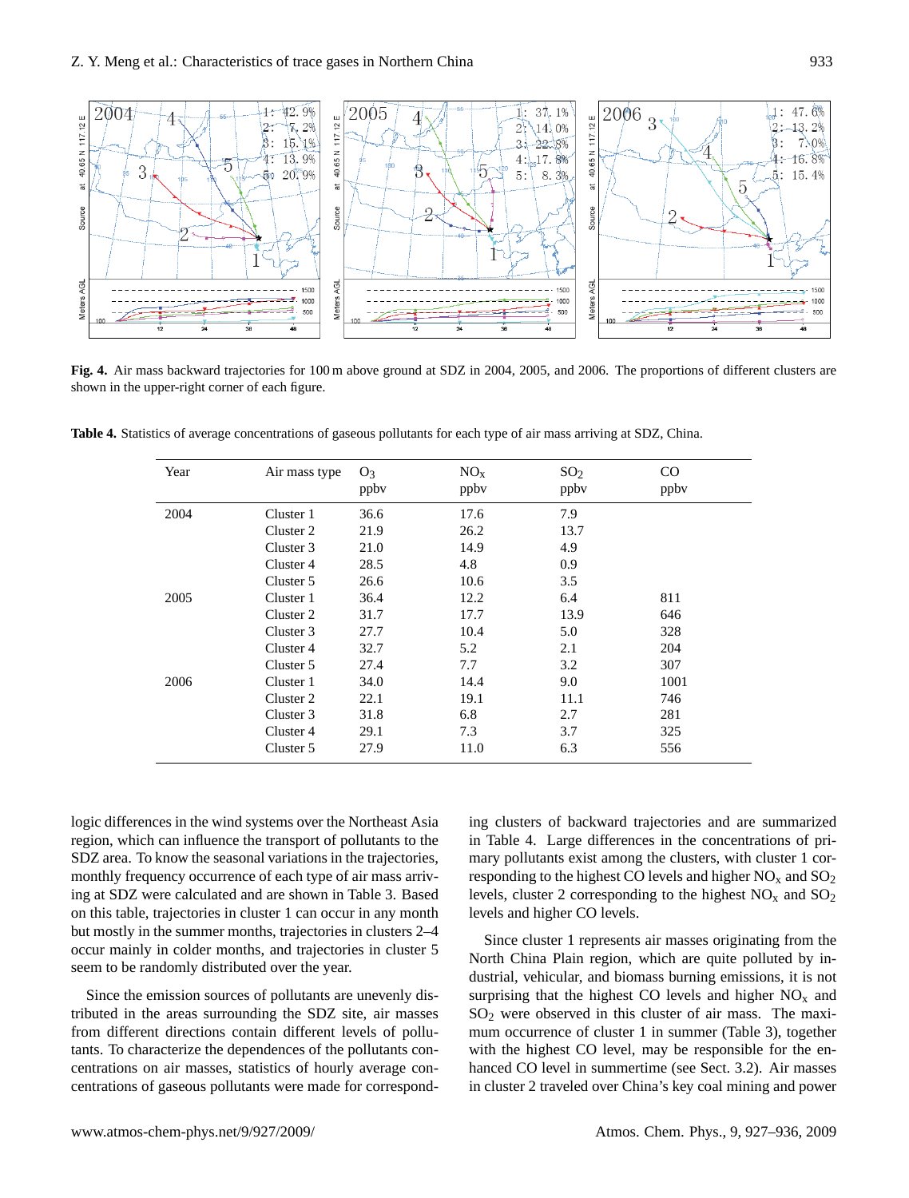**Fig. 4.** Air mass backward trajectories for 100 m above ground at SDZ in 2004, 2005, and 2006. The proportions of different clusters are shown in the upper-right corner of each figure.

**Table 4.** Statistics of average concentrations of gaseous pollutants for each type of air mass arriving at SDZ, China.

| Year | Air mass type | $O_3$ ppbv | $NO_x$ ppbv | $SO_2$ ppbv | CO ppbv |
|---|---|---|---|---|---|
| 2004 | Cluster 1 | 36.6 | 17.6 | 7.9 | |
| | Cluster 2 | 21.9 | 26.2 | 13.7 | |
| | Cluster 3 | 21.0 | 14.9 | 4.9 | |
| | Cluster 4 | 28.5 | 4.8 | 0.9 | |
| | Cluster 5 | 26.6 | 10.6 | 3.5 | |
| 2005 | Cluster 1 | 36.4 | 12.2 | 6.4 | 811 |
| | Cluster 2 | 31.7 | 17.7 | 13.9 | 646 |
| | Cluster 3 | 27.7 | 10.4 | 5.0 | 328 |
| | Cluster 4 | 32.7 | 5.2 | 2.1 | 204 |
| | Cluster 5 | 27.4 | 7.7 | 3.2 | 307 |
| 2006 | Cluster 1 | 34.0 | 14.4 | 9.0 | 1001 |
| | Cluster 2 | 22.1 | 19.1 | 11.1 | 746 |
| | Cluster 3 | 31.8 | 6.8 | 2.7 | 281 |
| | Cluster 4 | 29.1 | 7.3 | 3.7 | 325 |
| | Cluster 5 | 27.9 | 11.0 | 6.3 | 556 |

logic differences in the wind systems over the Northeast Asia region, which can influence the transport of pollutants to the SDZ area. To know the seasonal variations in the trajectories, monthly frequency occurrence of each type of air mass arriving at SDZ were calculated and are shown in Table 3. Based on this table, trajectories in cluster 1 can occur in any month but mostly in the summer months, trajectories in clusters 2–4 occur mainly in colder months, and trajectories in cluster 5 seem to be randomly distributed over the year.

Since the emission sources of pollutants are unevenly distributed in the areas surrounding the SDZ site, air masses from different directions contain different levels of pollutants. To characterize the dependences of the pollutants concentrations on air masses, statistics of hourly average concentrations of gaseous pollutants were made for corresponding clusters of backward trajectories and are summarized in Table 4. Large differences in the concentrations of primary pollutants exist among the clusters, with cluster 1 corresponding to the highest CO levels and higher $NO_x$ and $SO_2$ levels, cluster 2 corresponding to the highest $NO_x$ and $SO_2$ levels and higher CO levels.

Since cluster 1 represents air masses originating from the North China Plain region, which are quite polluted by industrial, vehicular, and biomass burning emissions, it is not surprising that the highest CO levels and higher $NO_x$ and $SO_2$ were observed in this cluster of air mass. The maximum occurrence of cluster 1 in summer (Table 3), together with the highest CO level, may be responsible for the enhanced CO level in summertime (see Sect. 3.2). Air masses in cluster 2 traveled over China's key coal mining and power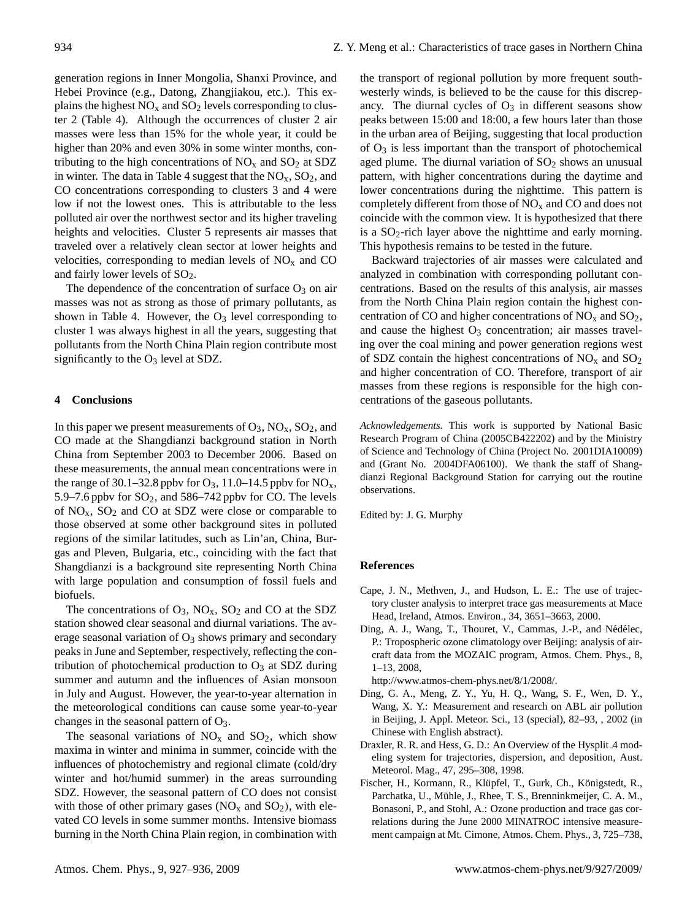generation regions in Inner Mongolia, Shanxi Province, and Hebei Province (e.g., Datong, Zhangjiakou, etc.). This explains the highest $NO_x$ and $SO_2$ levels corresponding to cluster 2 (Table 4). Although the occurrences of cluster 2 air masses were less than 15% for the whole year, it could be higher than 20% and even 30% in some winter months, contributing to the high concentrations of $NO_x$ and $SO_2$ at SDZ in winter. The data in Table 4 suggest that the $NO_x$, $SO_2$, and CO concentrations corresponding to clusters 3 and 4 were low if not the lowest ones. This is attributable to the less polluted air over the northwest sector and its higher traveling heights and velocities. Cluster 5 represents air masses that traveled over a relatively clean sector at lower heights and velocities, corresponding to median levels of $NO_x$ and CO and fairly lower levels of $SO_2$.

The dependence of the concentration of surface $O_3$ on air masses was not as strong as those of primary pollutants, as shown in Table 4. However, the $O_3$ level corresponding to cluster 1 was always highest in all the years, suggesting that pollutants from the North China Plain region contribute most significantly to the $O_3$ level at SDZ.

## 4 Conclusions

In this paper we present measurements of $O_3$, $NO_x$, $SO_2$, and CO made at the Shangdianzi background station in North China from September 2003 to December 2006. Based on these measurements, the annual mean concentrations were in the range of 30.1–32.8 ppbv for $O_3$, 11.0–14.5 ppbv for $NO_x$, 5.9–7.6 ppbv for $SO_2$, and 586–742 ppbv for CO. The levels of $NO_x$, $SO_2$ and CO at SDZ were close or comparable to those observed at some other background sites in polluted regions of the similar latitudes, such as Lin'an, China, Burgas and Pleven, Bulgaria, etc., coinciding with the fact that Shangdianzi is a background site representing North China with large population and consumption of fossil fuels and biofuels.

The concentrations of $O_3$, $NO_x$, $SO_2$ and CO at the SDZ station showed clear seasonal and diurnal variations. The average seasonal variation of $O_3$ shows primary and secondary peaks in June and September, respectively, reflecting the contribution of photochemical production to $O_3$ at SDZ during summer and autumn and the influences of Asian monsoon in July and August. However, the year-to-year alternation in the meteorological conditions can cause some year-to-year changes in the seasonal pattern of $O_3$.

The seasonal variations of $NO_x$ and $SO_2$, which show maxima in winter and minima in summer, coincide with the influences of photochemistry and regional climate (cold/dry winter and hot/humid summer) in the areas surrounding SDZ. However, the seasonal pattern of CO does not consist with those of other primary gases ($NO_x$ and $SO_2$), with elevated CO levels in some summer months. Intensive biomass burning in the North China Plain region, in combination with the transport of regional pollution by more frequent southwesterly winds, is believed to be the cause for this discrepancy. The diurnal cycles of $O_3$ in different seasons show peaks between 15:00 and 18:00, a few hours later than those in the urban area of Beijing, suggesting that local production of $O_3$ is less important than the transport of photochemical aged plume. The diurnal variation of $SO_2$ shows an unusual pattern, with higher concentrations during the daytime and lower concentrations during the nighttime. This pattern is completely different from those of $NO_x$ and CO and does not coincide with the common view. It is hypothesized that there is a $SO_2$-rich layer above the nighttime and early morning. This hypothesis remains to be tested in the future.

Backward trajectories of air masses were calculated and analyzed in combination with corresponding pollutant concentrations. Based on the results of this analysis, air masses from the North China Plain region contain the highest concentration of CO and higher concentrations of $NO_x$ and $SO_2$, and cause the highest $O_3$ concentration; air masses traveling over the coal mining and power generation regions west of SDZ contain the highest concentrations of $NO_x$ and $SO_2$ and higher concentration of CO. Therefore, transport of air masses from these regions is responsible for the high concentrations of the gaseous pollutants.

*Acknowledgements.* This work is supported by National Basic Research Program of China (2005CB422202) and by the Ministry of Science and Technology of China (Project No. 2001DIA10009) and (Grant No. 2004DFA06100). We thank the staff of Shangdianzi Regional Background Station for carrying out the routine observations.

Edited by: J. G. Murphy

## References

Cape, J. N., Methven, J., and Hudson, L. E.: The use of trajectory cluster analysis to interpret trace gas measurements at Mace Head, Ireland, Atmos. Environ., 34, 3651–3663, 2000.

Ding, A. J., Wang, T., Thouret, V., Cammas, J.-P., and Nédélec, P.: Tropospheric ozone climatology over Beijing: analysis of aircraft data from the MOZAIC program, Atmos. Chem. Phys., 8, 1–13, 2008, http://www.atmos-chem-phys.net/8/1/2008/.

Ding, G. A., Meng, Z. Y., Yu, H. Q., Wang, S. F., Wen, D. Y., Wang, X. Y.: Measurement and research on ABL air pollution in Beijing, J. Appl. Meteor. Sci., 13 (special), 82–93, , 2002 (in Chinese with English abstract).

Draxler, R. R. and Hess, G. D.: An Overview of the Hysplit_4 modeling system for trajectories, dispersion, and deposition, Aust. Meteorol. Mag., 47, 295–308, 1998.

Fischer, H., Kormann, R., Klüpfel, T., Gurk, Ch., Königstedt, R., Parchatka, U., Mühle, J., Rhee, T. S., Brenninkmeijer, C. A. M., Bonasoni, P., and Stohl, A.: Ozone production and trace gas correlations during the June 2000 MINATROC intensive measurement campaign at Mt. Cimone, Atmos. Chem. Phys., 3, 725–738,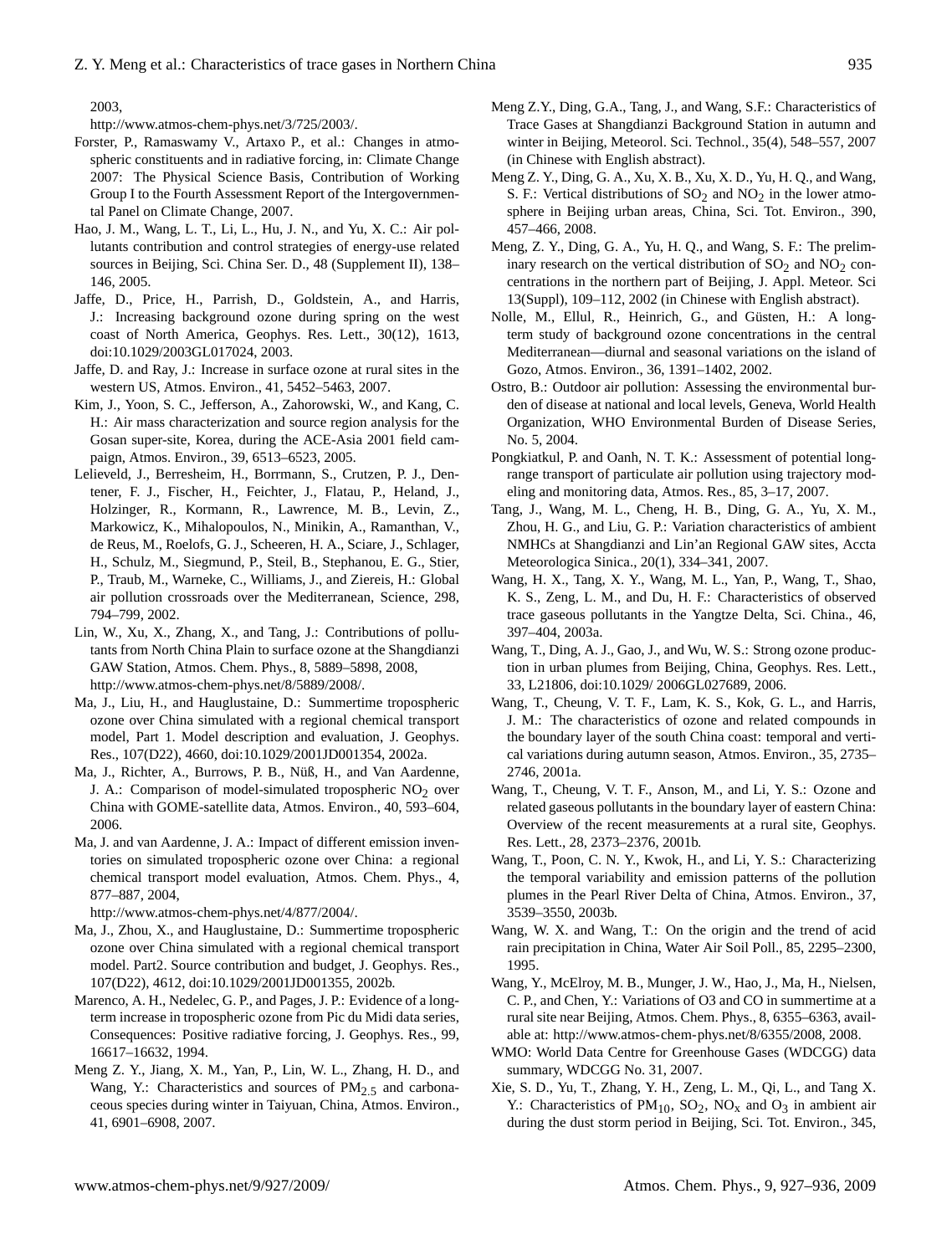2003,
http://www.atmos-chem-phys.net/3/725/2003/.

Forster, P., Ramaswamy V., Artaxo P., et al.: Changes in atmospheric constituents and in radiative forcing, in: Climate Change 2007: The Physical Science Basis, Contribution of Working Group I to the Fourth Assessment Report of the Intergovernmental Panel on Climate Change, 2007.

Hao, J. M., Wang, L. T., Li, L., Hu, J. N., and Yu, X. C.: Air pollutants contribution and control strategies of energy-use related sources in Beijing, Sci. China Ser. D., 48 (Supplement II), 138–146, 2005.

Jaffe, D., Price, H., Parrish, D., Goldstein, A., and Harris, J.: Increasing background ozone during spring on the west coast of North America, Geophys. Res. Lett., 30(12), 1613, doi:10.1029/2003GL017024, 2003.

Jaffe, D. and Ray, J.: Increase in surface ozone at rural sites in the western US, Atmos. Environ., 41, 5452–5463, 2007.

Kim, J., Yoon, S. C., Jefferson, A., Zahorowski, W., and Kang, C. H.: Air mass characterization and source region analysis for the Gosan super-site, Korea, during the ACE-Asia 2001 field campaign, Atmos. Environ., 39, 6513–6523, 2005.

Lelieveld, J., Berresheim, H., Borrmann, S., Crutzen, P. J., Dentener, F. J., Fischer, H., Feichter, J., Flatau, P., Heland, J., Holzinger, R., Kormann, R., Lawrence, M. B., Levin, Z., Markowicz, K., Mihalopoulos, N., Minikin, A., Ramanthan, V., de Reus, M., Roelofs, G. J., Scheeren, H. A., Sciare, J., Schlager, H., Schulz, M., Siegmund, P., Steil, B., Stephanou, E. G., Stier, P., Traub, M., Warneke, C., Williams, J., and Ziereis, H.: Global air pollution crossroads over the Mediterranean, Science, 298, 794–799, 2002.

Lin, W., Xu, X., Zhang, X., and Tang, J.: Contributions of pollutants from North China Plain to surface ozone at the Shangdianzi GAW Station, Atmos. Chem. Phys., 8, 5889–5898, 2008, http://www.atmos-chem-phys.net/8/5889/2008/.

Ma, J., Liu, H., and Hauglustaine, D.: Summertime tropospheric ozone over China simulated with a regional chemical transport model, Part 1. Model description and evaluation, J. Geophys. Res., 107(D22), 4660, doi:10.1029/2001JD001354, 2002a.

Ma, J., Richter, A., Burrows, P. B., Nüß, H., and Van Aardenne, J. A.: Comparison of model-simulated tropospheric $NO_2$ over China with GOME-satellite data, Atmos. Environ., 40, 593–604, 2006.

Ma, J. and van Aardenne, J. A.: Impact of different emission inventories on simulated tropospheric ozone over China: a regional chemical transport model evaluation, Atmos. Chem. Phys., 4, 877–887, 2004,
http://www.atmos-chem-phys.net/4/877/2004/.

Ma, J., Zhou, X., and Hauglustaine, D.: Summertime tropospheric ozone over China simulated with a regional chemical transport model. Part2. Source contribution and budget, J. Geophys. Res., 107(D22), 4612, doi:10.1029/2001JD001355, 2002b.

Marenco, A. H., Nedelec, G. P., and Pages, J. P.: Evidence of a long-term increase in tropospheric ozone from Pic du Midi data series, Consequences: Positive radiative forcing, J. Geophys. Res., 99, 16617–16632, 1994.

Meng Z. Y., Jiang, X. M., Yan, P., Lin, W. L., Zhang, H. D., and Wang, Y.: Characteristics and sources of $PM_{2.5}$ and carbonaceous species during winter in Taiyuan, China, Atmos. Environ., 41, 6901–6908, 2007.

Meng Z.Y., Ding, G.A., Tang, J., and Wang, S.F.: Characteristics of Trace Gases at Shangdianzi Background Station in autumn and winter in Beijing, Meteorol. Sci. Technol., 35(4), 548–557, 2007 (in Chinese with English abstract).

Meng Z. Y., Ding, G. A., Xu, X. B., Xu, X. D., Yu, H. Q., and Wang, S. F.: Vertical distributions of $SO_2$ and $NO_2$ in the lower atmosphere in Beijing urban areas, China, Sci. Tot. Environ., 390, 457–466, 2008.

Meng, Z. Y., Ding, G. A., Yu, H. Q., and Wang, S. F.: The preliminary research on the vertical distribution of $SO_2$ and $NO_2$ concentrations in the northern part of Beijing, J. Appl. Meteor. Sci 13(Suppl), 109–112, 2002 (in Chinese with English abstract).

Nolle, M., Ellul, R., Heinrich, G., and Güsten, H.: A long-term study of background ozone concentrations in the central Mediterranean—diurnal and seasonal variations on the island of Gozo, Atmos. Environ., 36, 1391–1402, 2002.

Ostro, B.: Outdoor air pollution: Assessing the environmental burden of disease at national and local levels, Geneva, World Health Organization, WHO Environmental Burden of Disease Series, No. 5, 2004.

Pongkiatkul, P. and Oanh, N. T. K.: Assessment of potential long-range transport of particulate air pollution using trajectory modeling and monitoring data, Atmos. Res., 85, 3–17, 2007.

Tang, J., Wang, M. L., Cheng, H. B., Ding, G. A., Yu, X. M., Zhou, H. G., and Liu, G. P.: Variation characteristics of ambient NMHCs at Shangdianzi and Lin'an Regional GAW sites, Accta Meteorologica Sinica., 20(1), 334–341, 2007.

Wang, H. X., Tang, X. Y., Wang, M. L., Yan, P., Wang, T., Shao, K. S., Zeng, L. M., and Du, H. F.: Characteristics of observed trace gaseous pollutants in the Yangtze Delta, Sci. China., 46, 397–404, 2003a.

Wang, T., Ding, A. J., Gao, J., and Wu, W. S.: Strong ozone production in urban plumes from Beijing, China, Geophys. Res. Lett., 33, L21806, doi:10.1029/ 2006GL027689, 2006.

Wang, T., Cheung, V. T. F., Lam, K. S., Kok, G. L., and Harris, J. M.: The characteristics of ozone and related compounds in the boundary layer of the south China coast: temporal and vertical variations during autumn season, Atmos. Environ., 35, 2735–2746, 2001a.

Wang, T., Cheung, V. T. F., Anson, M., and Li, Y. S.: Ozone and related gaseous pollutants in the boundary layer of eastern China: Overview of the recent measurements at a rural site, Geophys. Res. Lett., 28, 2373–2376, 2001b.

Wang, T., Poon, C. N. Y., Kwok, H., and Li, Y. S.: Characterizing the temporal variability and emission patterns of the pollution plumes in the Pearl River Delta of China, Atmos. Environ., 37, 3539–3550, 2003b.

Wang, W. X. and Wang, T.: On the origin and the trend of acid rain precipitation in China, Water Air Soil Poll., 85, 2295–2300, 1995.

Wang, Y., McElroy, M. B., Munger, J. W., Hao, J., Ma, H., Nielsen, C. P., and Chen, Y.: Variations of O3 and CO in summertime at a rural site near Beijing, Atmos. Chem. Phys., 8, 6355–6363, available at: http://www.atmos-chem-phys.net/8/6355/2008, 2008.

WMO: World Data Centre for Greenhouse Gases (WDCGG) data summary, WDCGG No. 31, 2007.

Xie, S. D., Yu, T., Zhang, Y. H., Zeng, L. M., Qi, L., and Tang X. Y.: Characteristics of $PM_{10}$, $SO_2$, $NO_x$ and $O_3$ in ambient air during the dust storm period in Beijing, Sci. Tot. Environ., 345,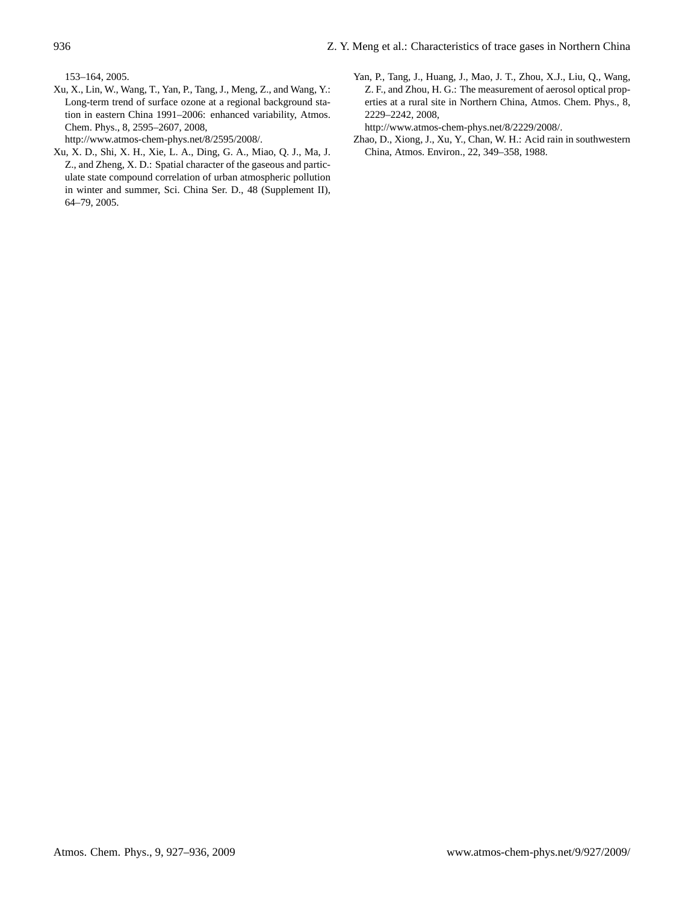153–164, 2005.

Xu, X., Lin, W., Wang, T., Yan, P., Tang, J., Meng, Z., and Wang, Y.: Long-term trend of surface ozone at a regional background station in eastern China 1991–2006: enhanced variability, Atmos. Chem. Phys., 8, 2595–2607, 2008, http://www.atmos-chem-phys.net/8/2595/2008/.

Xu, X. D., Shi, X. H., Xie, L. A., Ding, G. A., Miao, Q. J., Ma, J. Z., and Zheng, X. D.: Spatial character of the gaseous and particulate state compound correlation of urban atmospheric pollution in winter and summer, Sci. China Ser. D., 48 (Supplement II), 64–79, 2005.

Yan, P., Tang, J., Huang, J., Mao, J. T., Zhou, X.J., Liu, Q., Wang, Z. F., and Zhou, H. G.: The measurement of aerosol optical properties at a rural site in Northern China, Atmos. Chem. Phys., 8, 2229–2242, 2008, http://www.atmos-chem-phys.net/8/2229/2008/.

Zhao, D., Xiong, J., Xu, Y., Chan, W. H.: Acid rain in southwestern China, Atmos. Environ., 22, 349–358, 1988.